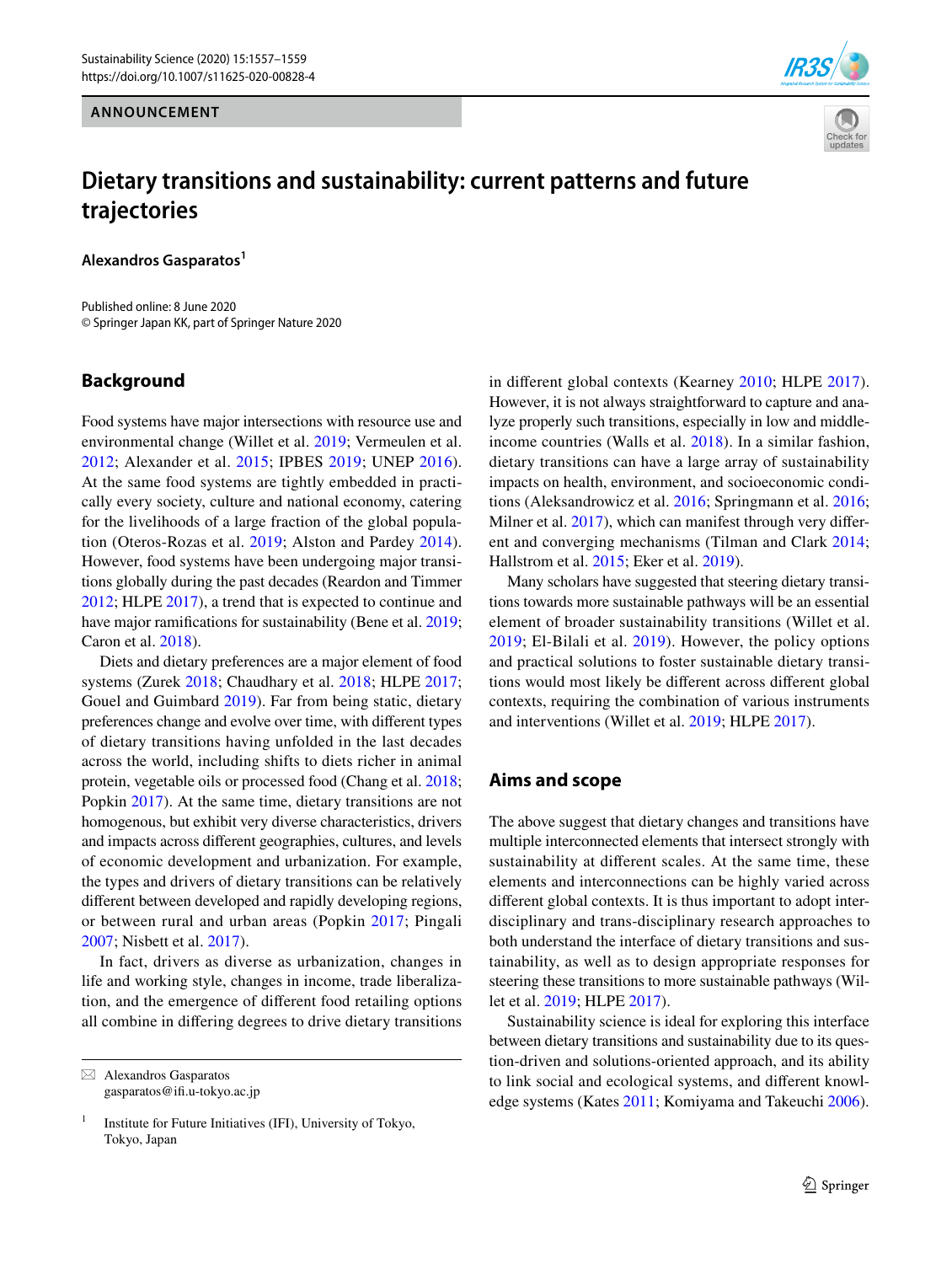ANNOUNCEMENT

# Dietary transitions and sustainability: current patterns and future trajectories

**Alexandros Gasparatos**[1]

Published online: 8 June 2020
© Springer Japan KK, part of Springer Nature 2020

## Background

Food systems have major intersections with resource use and environmental change (Willet et al. 2019; Vermeulen et al. 2012; Alexander et al. 2015; IPBES 2019; UNEP 2016). At the same food systems are tightly embedded in practically every society, culture and national economy, catering for the livelihoods of a large fraction of the global population (Oteros-Rozas et al. 2019; Alston and Pardey 2014). However, food systems have been undergoing major transitions globally during the past decades (Reardon and Timmer 2012; HLPE 2017), a trend that is expected to continue and have major ramifications for sustainability (Bene et al. 2019; Caron et al. 2018).

Diets and dietary preferences are a major element of food systems (Zurek 2018; Chaudhary et al. 2018; HLPE 2017; Gouel and Guimbard 2019). Far from being static, dietary preferences change and evolve over time, with different types of dietary transitions having unfolded in the last decades across the world, including shifts to diets richer in animal protein, vegetable oils or processed food (Chang et al. 2018; Popkin 2017). At the same time, dietary transitions are not homogenous, but exhibit very diverse characteristics, drivers and impacts across different geographies, cultures, and levels of economic development and urbanization. For example, the types and drivers of dietary transitions can be relatively different between developed and rapidly developing regions, or between rural and urban areas (Popkin 2017; Pingali 2007; Nisbett et al. 2017).

In fact, drivers as diverse as urbanization, changes in life and working style, changes in income, trade liberalization, and the emergence of different food retailing options all combine in differing degrees to drive dietary transitions in different global contexts (Kearney 2010; HLPE 2017). However, it is not always straightforward to capture and analyze properly such transitions, especially in low and middle-income countries (Walls et al. 2018). In a similar fashion, dietary transitions can have a large array of sustainability impacts on health, environment, and socioeconomic conditions (Aleksandrowicz et al. 2016; Springmann et al. 2016; Milner et al. 2017), which can manifest through very different and converging mechanisms (Tilman and Clark 2014; Hallstrom et al. 2015; Eker et al. 2019).

Many scholars have suggested that steering dietary transitions towards more sustainable pathways will be an essential element of broader sustainability transitions (Willet et al. 2019; El-Bilali et al. 2019). However, the policy options and practical solutions to foster sustainable dietary transitions would most likely be different across different global contexts, requiring the combination of various instruments and interventions (Willet et al. 2019; HLPE 2017).

## Aims and scope

The above suggest that dietary changes and transitions have multiple interconnected elements that intersect strongly with sustainability at different scales. At the same time, these elements and interconnections can be highly varied across different global contexts. It is thus important to adopt inter-disciplinary and trans-disciplinary research approaches to both understand the interface of dietary transitions and sustainability, as well as to design appropriate responses for steering these transitions to more sustainable pathways (Willet et al. 2019; HLPE 2017).

Sustainability science is ideal for exploring this interface between dietary transitions and sustainability due to its question-driven and solutions-oriented approach, and its ability to link social and ecological systems, and different knowledge systems (Kates 2011; Komiyama and Takeuchi 2006).

---

✉ Alexandros Gasparatos
gasparatos@ifi.u-tokyo.ac.jp

[1] Institute for Future Initiatives (IFI), University of Tokyo, Tokyo, Japan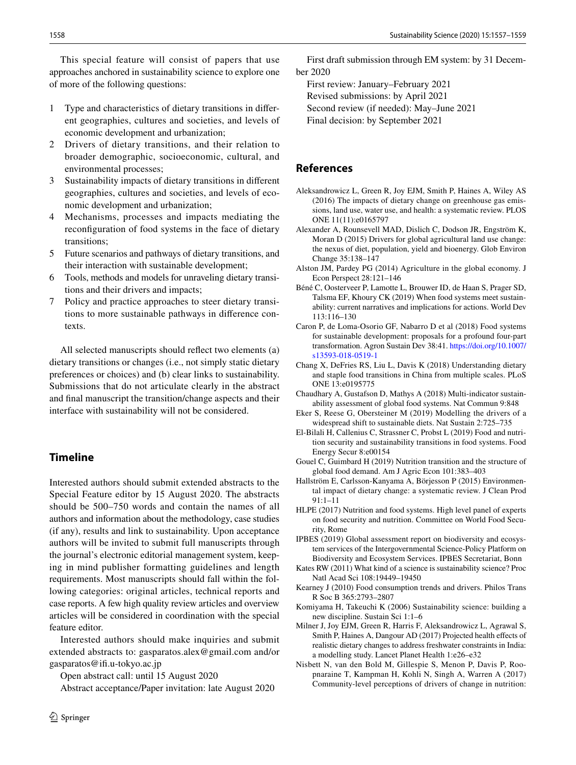This special feature will consist of papers that use approaches anchored in sustainability science to explore one of more of the following questions:

1. Type and characteristics of dietary transitions in different geographies, cultures and societies, and levels of economic development and urbanization;
2. Drivers of dietary transitions, and their relation to broader demographic, socioeconomic, cultural, and environmental processes;
3. Sustainability impacts of dietary transitions in different geographies, cultures and societies, and levels of economic development and urbanization;
4. Mechanisms, processes and impacts mediating the reconfiguration of food systems in the face of dietary transitions;
5. Future scenarios and pathways of dietary transitions, and their interaction with sustainable development;
6. Tools, methods and models for unraveling dietary transitions and their drivers and impacts;
7. Policy and practice approaches to steer dietary transitions to more sustainable pathways in difference contexts.

All selected manuscripts should reflect two elements (a) dietary transitions or changes (i.e., not simply static dietary preferences or choices) and (b) clear links to sustainability. Submissions that do not articulate clearly in the abstract and final manuscript the transition/change aspects and their interface with sustainability will not be considered.

## Timeline

Interested authors should submit extended abstracts to the Special Feature editor by 15 August 2020. The abstracts should be 500–750 words and contain the names of all authors and information about the methodology, case studies (if any), results and link to sustainability. Upon acceptance authors will be invited to submit full manuscripts through the journal's electronic editorial management system, keeping in mind publisher formatting guidelines and length requirements. Most manuscripts should fall within the following categories: original articles, technical reports and case reports. A few high quality review articles and overview articles will be considered in coordination with the special feature editor.

Interested authors should make inquiries and submit extended abstracts to: gasparatos.alex@gmail.com and/or gasparatos@ifi.u-tokyo.ac.jp

Open abstract call: until 15 August 2020

Abstract acceptance/Paper invitation: late August 2020

First draft submission through EM system: by 31 December 2020

First review: January–February 2021

Revised submissions: by April 2021

Second review (if needed): May–June 2021

Final decision: by September 2021

## References

Aleksandrowicz L, Green R, Joy EJM, Smith P, Haines A, Wiley AS (2016) The impacts of dietary change on greenhouse gas emissions, land use, water use, and health: a systematic review. PLOS ONE 11(11):e0165797

Alexander A, Rounsevell MAD, Dislich C, Dodson JR, Engström K, Moran D (2015) Drivers for global agricultural land use change: the nexus of diet, population, yield and bioenergy. Glob Environ Change 35:138–147

Alston JM, Pardey PG (2014) Agriculture in the global economy. J Econ Perspect 28:121–146

Béné C, Oosterveer P, Lamotte L, Brouwer ID, de Haan S, Prager SD, Talsma EF, Khoury CK (2019) When food systems meet sustainability: current narratives and implications for actions. World Dev 113:116–130

Caron P, de Loma-Osorio GF, Nabarro D et al (2018) Food systems for sustainable development: proposals for a profound four-part transformation. Agron Sustain Dev 38:41. https://doi.org/10.1007/s13593-018-0519-1

Chang X, DeFries RS, Liu L, Davis K (2018) Understanding dietary and staple food transitions in China from multiple scales. PLoS ONE 13:e0195775

Chaudhary A, Gustafson D, Mathys A (2018) Multi-indicator sustainability assessment of global food systems. Nat Commun 9:848

Eker S, Reese G, Obersteiner M (2019) Modelling the drivers of a widespread shift to sustainable diets. Nat Sustain 2:725–735

El-Bilali H, Callenius C, Strassner C, Probst L (2019) Food and nutrition security and sustainability transitions in food systems. Food Energy Secur 8:e00154

Gouel C, Guimbard H (2019) Nutrition transition and the structure of global food demand. Am J Agric Econ 101:383–403

Hallström E, Carlsson-Kanyama A, Börjesson P (2015) Environmental impact of dietary change: a systematic review. J Clean Prod 91:1–11

HLPE (2017) Nutrition and food systems. High level panel of experts on food security and nutrition. Committee on World Food Security, Rome

IPBES (2019) Global assessment report on biodiversity and ecosystem services of the Intergovernmental Science-Policy Platform on Biodiversity and Ecosystem Services. IPBES Secretariat, Bonn

Kates RW (2011) What kind of a science is sustainability science? Proc Natl Acad Sci 108:19449–19450

Kearney J (2010) Food consumption trends and drivers. Philos Trans R Soc B 365:2793–2807

Komiyama H, Takeuchi K (2006) Sustainability science: building a new discipline. Sustain Sci 1:1–6

Milner J, Joy EJM, Green R, Harris F, Aleksandrowicz L, Agrawal S, Smith P, Haines A, Dangour AD (2017) Projected health effects of realistic dietary changes to address freshwater constraints in India: a modelling study. Lancet Planet Health 1:e26–e32

Nisbett N, van den Bold M, Gillespie S, Menon P, Davis P, Roopnaraine T, Kampman H, Kohli N, Singh A, Warren A (2017) Community-level perceptions of drivers of change in nutrition: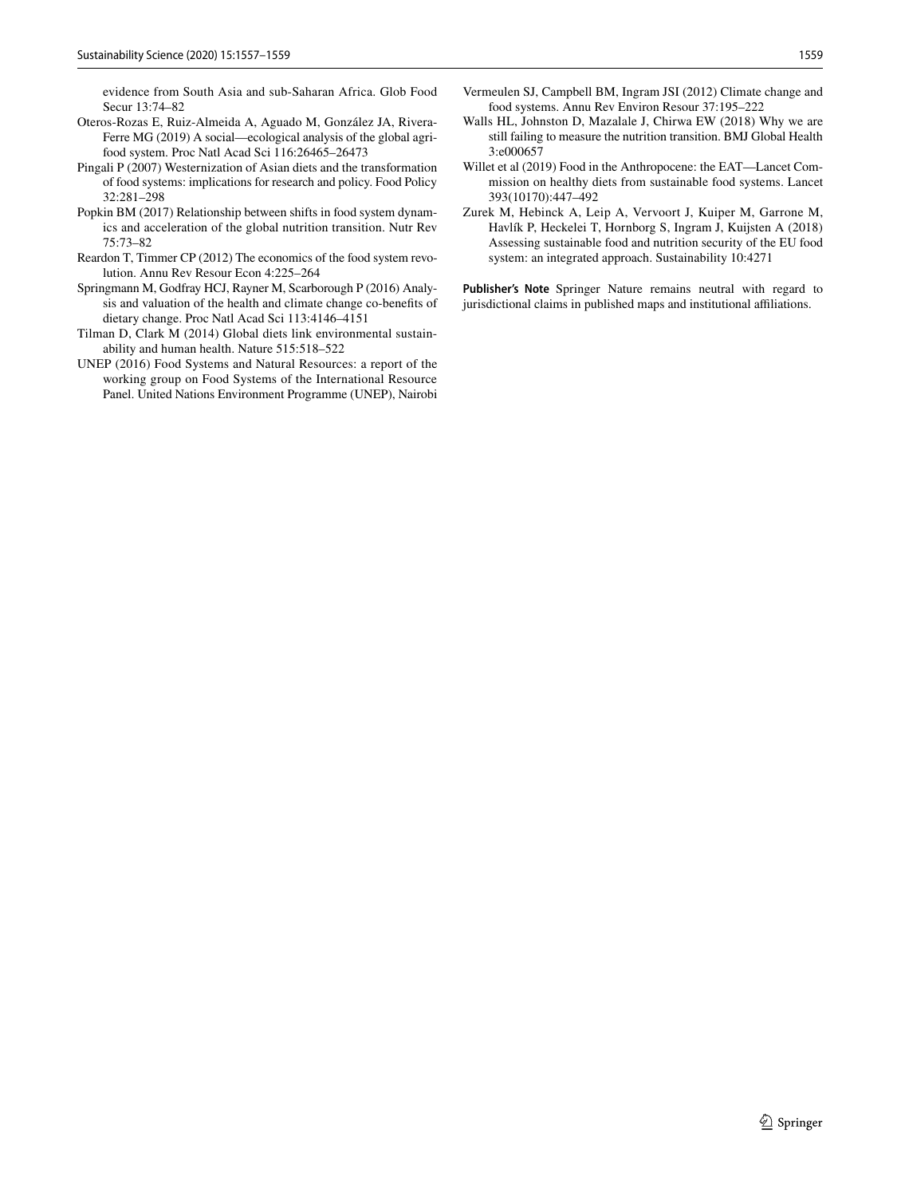evidence from South Asia and sub-Saharan Africa. Glob Food Secur 13:74–82

Oteros-Rozas E, Ruiz-Almeida A, Aguado M, González JA, Rivera-Ferre MG (2019) A social—ecological analysis of the global agrifood system. Proc Natl Acad Sci 116:26465–26473

Pingali P (2007) Westernization of Asian diets and the transformation of food systems: implications for research and policy. Food Policy 32:281–298

Popkin BM (2017) Relationship between shifts in food system dynamics and acceleration of the global nutrition transition. Nutr Rev 75:73–82

Reardon T, Timmer CP (2012) The economics of the food system revolution. Annu Rev Resour Econ 4:225–264

Springmann M, Godfray HCJ, Rayner M, Scarborough P (2016) Analysis and valuation of the health and climate change co-benefits of dietary change. Proc Natl Acad Sci 113:4146–4151

Tilman D, Clark M (2014) Global diets link environmental sustainability and human health. Nature 515:518–522

UNEP (2016) Food Systems and Natural Resources: a report of the working group on Food Systems of the International Resource Panel. United Nations Environment Programme (UNEP), Nairobi

Vermeulen SJ, Campbell BM, Ingram JSI (2012) Climate change and food systems. Annu Rev Environ Resour 37:195–222

Walls HL, Johnston D, Mazalale J, Chirwa EW (2018) Why we are still failing to measure the nutrition transition. BMJ Global Health 3:e000657

Willet et al (2019) Food in the Anthropocene: the EAT—Lancet Commission on healthy diets from sustainable food systems. Lancet 393(10170):447–492

Zurek M, Hebinck A, Leip A, Vervoort J, Kuiper M, Garrone M, Havlík P, Heckelei T, Hornborg S, Ingram J, Kuijsten A (2018) Assessing sustainable food and nutrition security of the EU food system: an integrated approach. Sustainability 10:4271

**Publisher's Note** Springer Nature remains neutral with regard to jurisdictional claims in published maps and institutional affiliations.